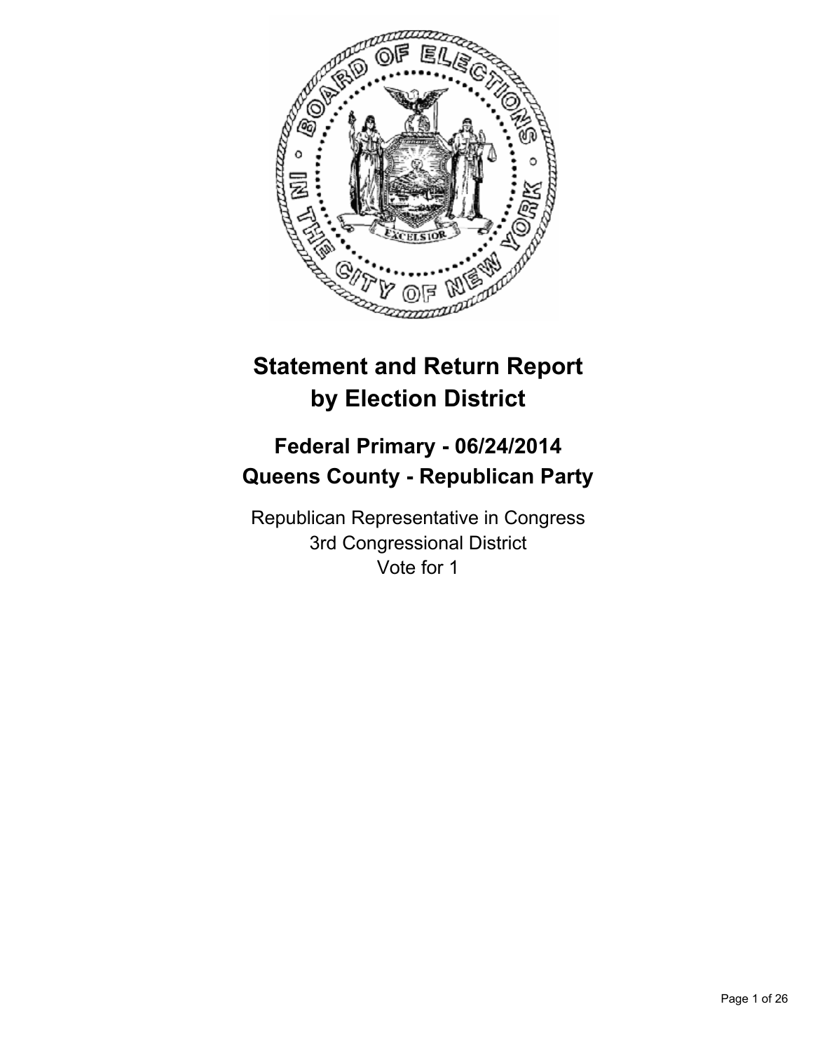# Statement and Return Report by Election District

## Federal Primary - 06/24/2014
## Queens County - Republican Party

Republican Representative in Congress
3rd Congressional District
Vote for 1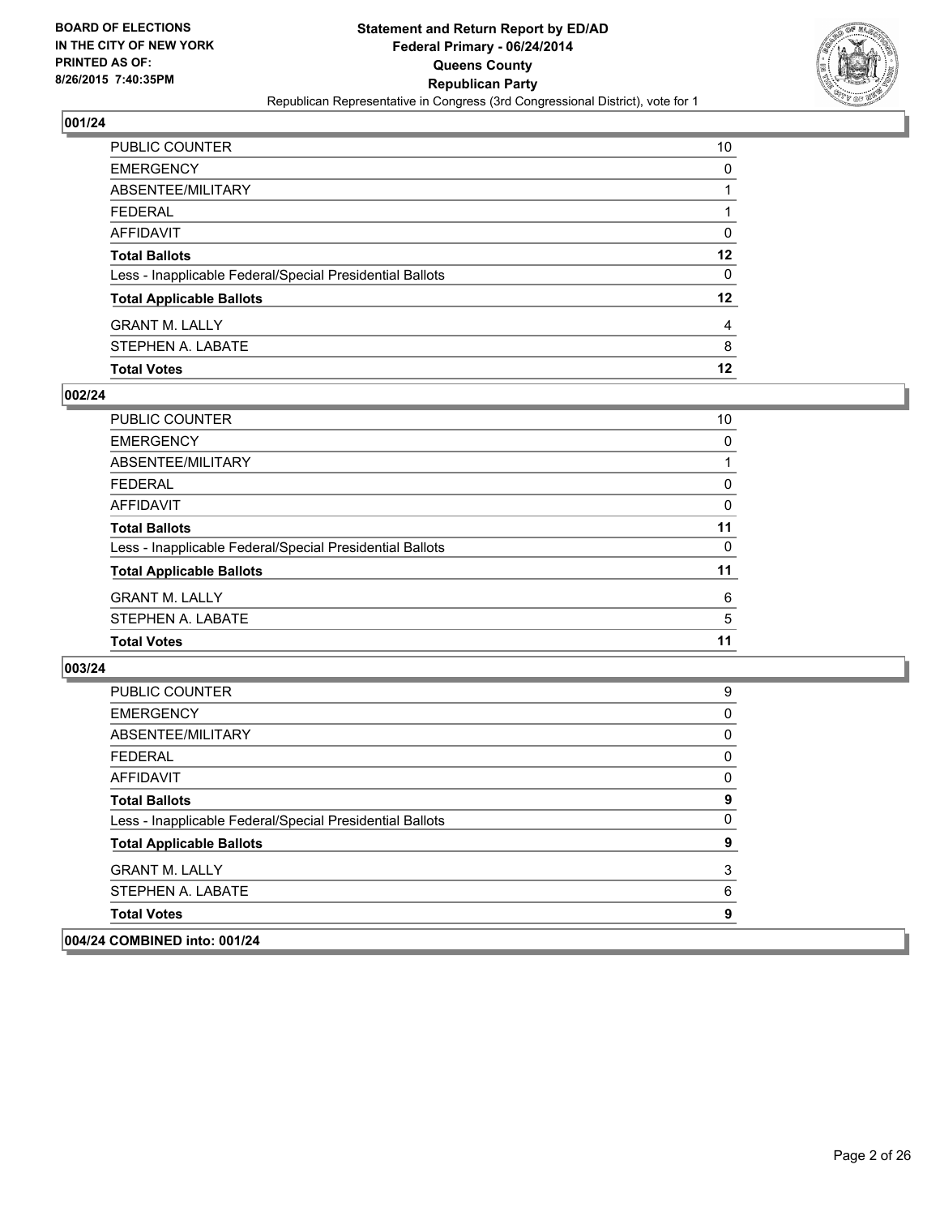BOARD OF ELECTIONS
IN THE CITY OF NEW YORK
PRINTED AS OF:
8/26/2015 7:40:35PM

**Statement and Return Report by ED/AD**
**Federal Primary - 06/24/2014**
**Queens County**
**Republican Party**
Republican Representative in Congress (3rd Congressional District), vote for 1

### 001/24

| | |
|---|---|
| PUBLIC COUNTER | 10 |
| EMERGENCY | 0 |
| ABSENTEE/MILITARY | 1 |
| FEDERAL | 1 |
| AFFIDAVIT | 0 |
| **Total Ballots** | **12** |
| Less - Inapplicable Federal/Special Presidential Ballots | 0 |
| **Total Applicable Ballots** | **12** |
| GRANT M. LALLY | 4 |
| STEPHEN A. LABATE | 8 |
| **Total Votes** | **12** |

### 002/24

| | |
|---|---|
| PUBLIC COUNTER | 10 |
| EMERGENCY | 0 |
| ABSENTEE/MILITARY | 1 |
| FEDERAL | 0 |
| AFFIDAVIT | 0 |
| **Total Ballots** | **11** |
| Less - Inapplicable Federal/Special Presidential Ballots | 0 |
| **Total Applicable Ballots** | **11** |
| GRANT M. LALLY | 6 |
| STEPHEN A. LABATE | 5 |
| **Total Votes** | **11** |

### 003/24

| | |
|---|---|
| PUBLIC COUNTER | 9 |
| EMERGENCY | 0 |
| ABSENTEE/MILITARY | 0 |
| FEDERAL | 0 |
| AFFIDAVIT | 0 |
| **Total Ballots** | **9** |
| Less - Inapplicable Federal/Special Presidential Ballots | 0 |
| **Total Applicable Ballots** | **9** |
| GRANT M. LALLY | 3 |
| STEPHEN A. LABATE | 6 |
| **Total Votes** | **9** |

### 004/24 COMBINED into: 001/24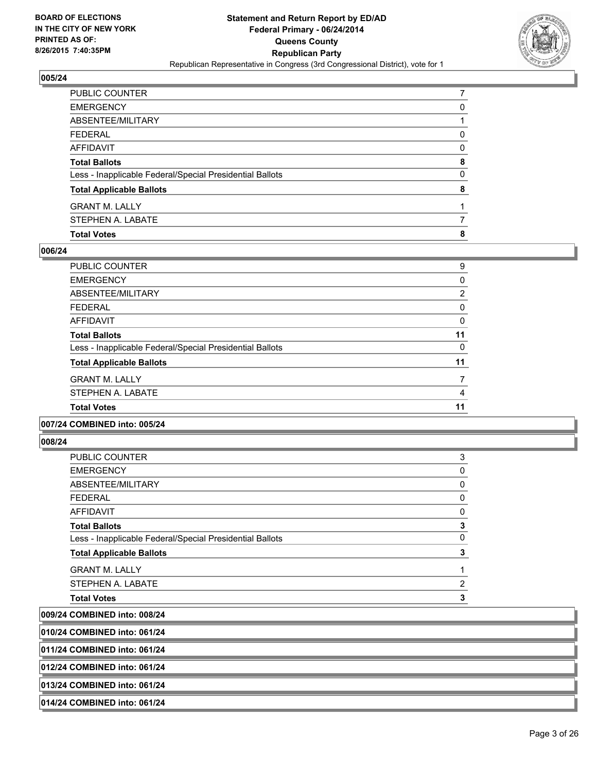### 005/24

| | |
|---|---|
| PUBLIC COUNTER | 7 |
| EMERGENCY | 0 |
| ABSENTEE/MILITARY | 1 |
| FEDERAL | 0 |
| AFFIDAVIT | 0 |
| **Total Ballots** | **8** |
| Less - Inapplicable Federal/Special Presidential Ballots | 0 |
| **Total Applicable Ballots** | **8** |
| GRANT M. LALLY | 1 |
| STEPHEN A. LABATE | 7 |
| **Total Votes** | **8** |

### 006/24

| | |
|---|---|
| PUBLIC COUNTER | 9 |
| EMERGENCY | 0 |
| ABSENTEE/MILITARY | 2 |
| FEDERAL | 0 |
| AFFIDAVIT | 0 |
| **Total Ballots** | **11** |
| Less - Inapplicable Federal/Special Presidential Ballots | 0 |
| **Total Applicable Ballots** | **11** |
| GRANT M. LALLY | 7 |
| STEPHEN A. LABATE | 4 |
| **Total Votes** | **11** |

### 007/24 COMBINED into: 005/24

### 008/24

| | |
|---|---|
| PUBLIC COUNTER | 3 |
| EMERGENCY | 0 |
| ABSENTEE/MILITARY | 0 |
| FEDERAL | 0 |
| AFFIDAVIT | 0 |
| **Total Ballots** | **3** |
| Less - Inapplicable Federal/Special Presidential Ballots | 0 |
| **Total Applicable Ballots** | **3** |
| GRANT M. LALLY | 1 |
| STEPHEN A. LABATE | 2 |
| **Total Votes** | **3** |

### 009/24 COMBINED into: 008/24

### 010/24 COMBINED into: 061/24

### 011/24 COMBINED into: 061/24

### 012/24 COMBINED into: 061/24

### 013/24 COMBINED into: 061/24

### 014/24 COMBINED into: 061/24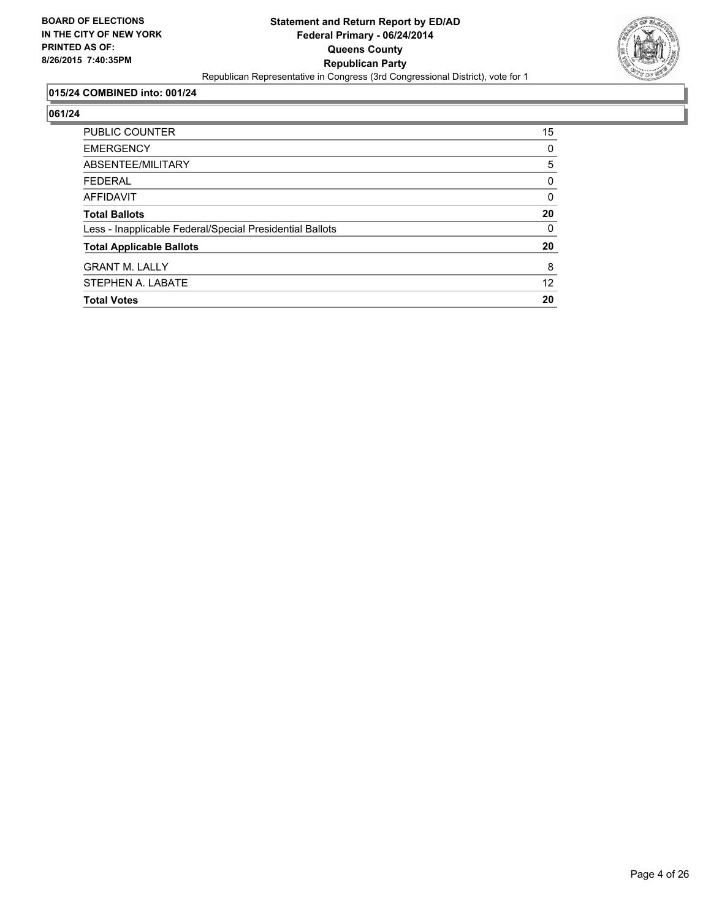BOARD OF ELECTIONS
IN THE CITY OF NEW YORK
PRINTED AS OF:
8/26/2015 7:40:35PM

# Statement and Return Report by ED/AD
## Federal Primary - 06/24/2014
## Queens County
## Republican Party

Republican Representative in Congress (3rd Congressional District), vote for 1

### 015/24 COMBINED into: 001/24

### 061/24

| | |
|---|---|
| PUBLIC COUNTER | 15 |
| EMERGENCY | 0 |
| ABSENTEE/MILITARY | 5 |
| FEDERAL | 0 |
| AFFIDAVIT | 0 |
| **Total Ballots** | **20** |
| Less - Inapplicable Federal/Special Presidential Ballots | 0 |
| **Total Applicable Ballots** | **20** |
| GRANT M. LALLY | 8 |
| STEPHEN A. LABATE | 12 |
| **Total Votes** | **20** |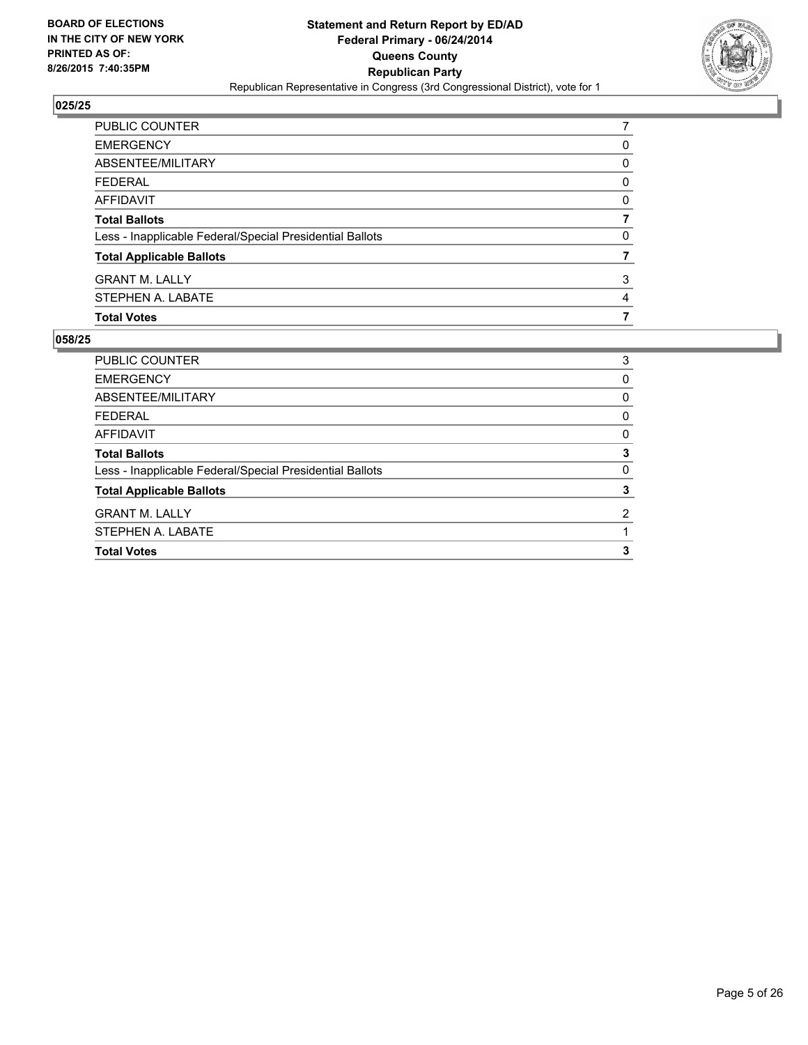**BOARD OF ELECTIONS IN THE CITY OF NEW YORK PRINTED AS OF: 8/26/2015 7:40:35PM**

**Statement and Return Report by ED/AD**
**Federal Primary - 06/24/2014**
**Queens County**
**Republican Party**
Republican Representative in Congress (3rd Congressional District), vote for 1

### 025/25

| | |
|---|---|
| PUBLIC COUNTER | 7 |
| EMERGENCY | 0 |
| ABSENTEE/MILITARY | 0 |
| FEDERAL | 0 |
| AFFIDAVIT | 0 |
| **Total Ballots** | **7** |
| Less - Inapplicable Federal/Special Presidential Ballots | 0 |
| **Total Applicable Ballots** | **7** |
| GRANT M. LALLY | 3 |
| STEPHEN A. LABATE | 4 |
| **Total Votes** | **7** |

### 058/25

| | |
|---|---|
| PUBLIC COUNTER | 3 |
| EMERGENCY | 0 |
| ABSENTEE/MILITARY | 0 |
| FEDERAL | 0 |
| AFFIDAVIT | 0 |
| **Total Ballots** | **3** |
| Less - Inapplicable Federal/Special Presidential Ballots | 0 |
| **Total Applicable Ballots** | **3** |
| GRANT M. LALLY | 2 |
| STEPHEN A. LABATE | 1 |
| **Total Votes** | **3** |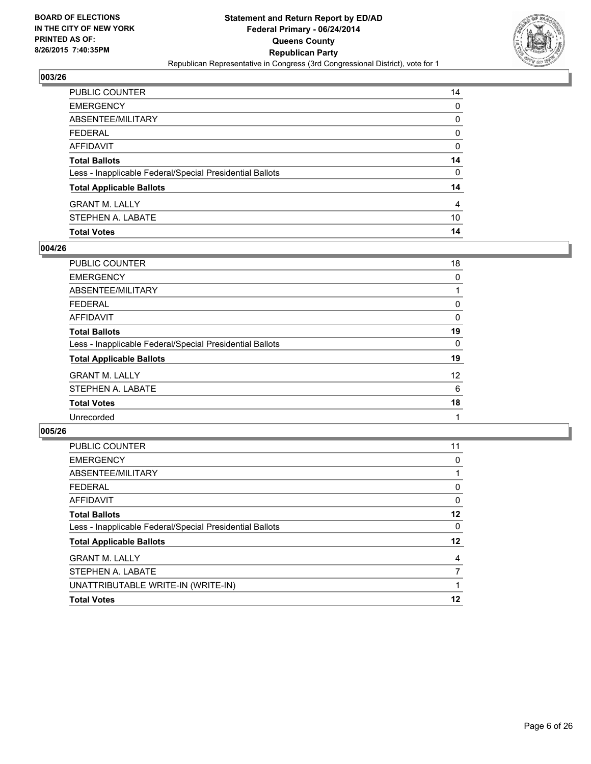**BOARD OF ELECTIONS IN THE CITY OF NEW YORK PRINTED AS OF: 8/26/2015 7:40:35PM**

**Statement and Return Report by ED/AD**
**Federal Primary - 06/24/2014**
**Queens County**
**Republican Party**
Republican Representative in Congress (3rd Congressional District), vote for 1

## 003/26

| | |
|---|---|
| PUBLIC COUNTER | 14 |
| EMERGENCY | 0 |
| ABSENTEE/MILITARY | 0 |
| FEDERAL | 0 |
| AFFIDAVIT | 0 |
| **Total Ballots** | **14** |
| Less - Inapplicable Federal/Special Presidential Ballots | 0 |
| **Total Applicable Ballots** | **14** |
| GRANT M. LALLY | 4 |
| STEPHEN A. LABATE | 10 |
| **Total Votes** | **14** |

## 004/26

| | |
|---|---|
| PUBLIC COUNTER | 18 |
| EMERGENCY | 0 |
| ABSENTEE/MILITARY | 1 |
| FEDERAL | 0 |
| AFFIDAVIT | 0 |
| **Total Ballots** | **19** |
| Less - Inapplicable Federal/Special Presidential Ballots | 0 |
| **Total Applicable Ballots** | **19** |
| GRANT M. LALLY | 12 |
| STEPHEN A. LABATE | 6 |
| **Total Votes** | **18** |
| Unrecorded | 1 |

## 005/26

| | |
|---|---|
| PUBLIC COUNTER | 11 |
| EMERGENCY | 0 |
| ABSENTEE/MILITARY | 1 |
| FEDERAL | 0 |
| AFFIDAVIT | 0 |
| **Total Ballots** | **12** |
| Less - Inapplicable Federal/Special Presidential Ballots | 0 |
| **Total Applicable Ballots** | **12** |
| GRANT M. LALLY | 4 |
| STEPHEN A. LABATE | 7 |
| UNATTRIBUTABLE WRITE-IN (WRITE-IN) | 1 |
| **Total Votes** | **12** |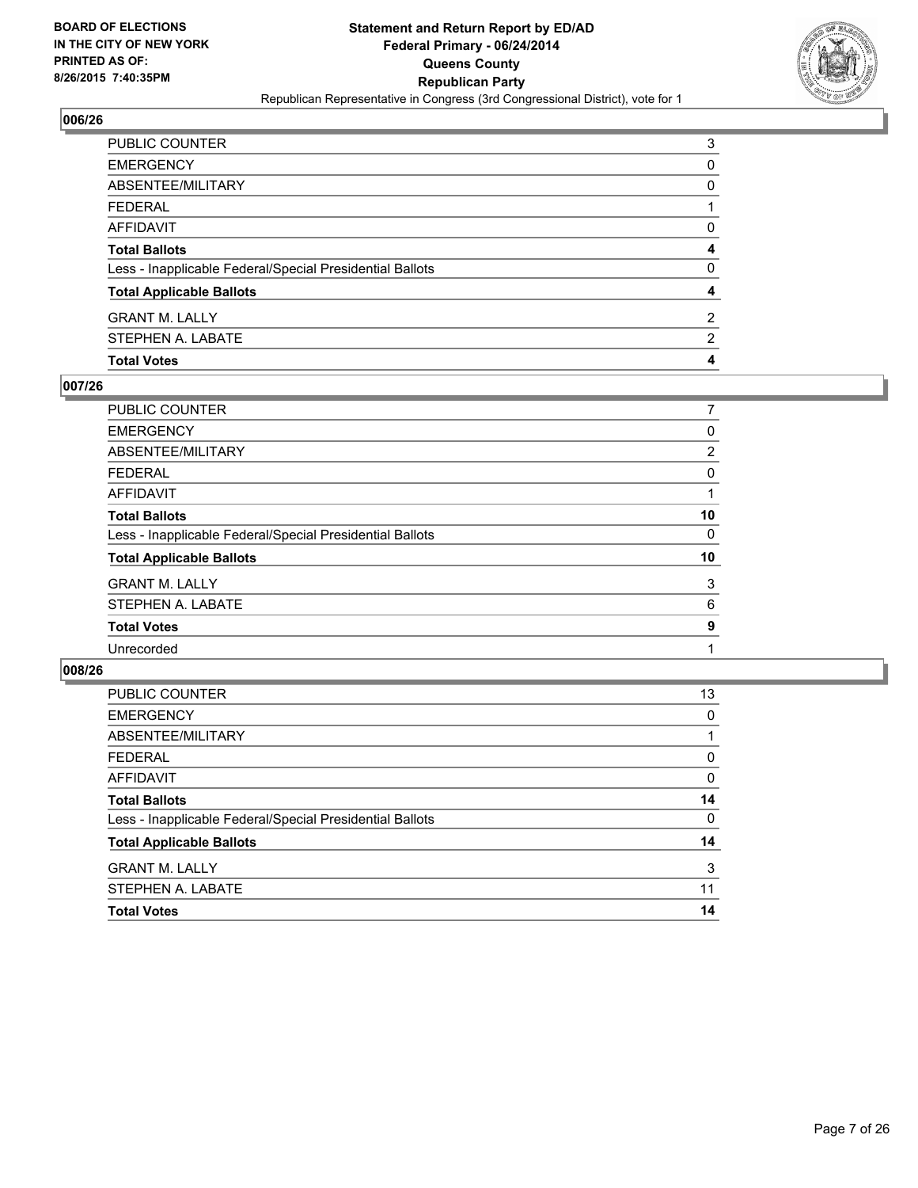**BOARD OF ELECTIONS IN THE CITY OF NEW YORK PRINTED AS OF: 8/26/2015 7:40:35PM**

**Statement and Return Report by ED/AD**
**Federal Primary - 06/24/2014**
**Queens County**
**Republican Party**
Republican Representative in Congress (3rd Congressional District), vote for 1

### 006/26

| | |
|---|---|
| PUBLIC COUNTER | 3 |
| EMERGENCY | 0 |
| ABSENTEE/MILITARY | 0 |
| FEDERAL | 1 |
| AFFIDAVIT | 0 |
| **Total Ballots** | **4** |
| Less - Inapplicable Federal/Special Presidential Ballots | 0 |
| **Total Applicable Ballots** | **4** |
| GRANT M. LALLY | 2 |
| STEPHEN A. LABATE | 2 |
| **Total Votes** | **4** |

### 007/26

| | |
|---|---|
| PUBLIC COUNTER | 7 |
| EMERGENCY | 0 |
| ABSENTEE/MILITARY | 2 |
| FEDERAL | 0 |
| AFFIDAVIT | 1 |
| **Total Ballots** | **10** |
| Less - Inapplicable Federal/Special Presidential Ballots | 0 |
| **Total Applicable Ballots** | **10** |
| GRANT M. LALLY | 3 |
| STEPHEN A. LABATE | 6 |
| **Total Votes** | **9** |
| Unrecorded | 1 |

### 008/26

| | |
|---|---|
| PUBLIC COUNTER | 13 |
| EMERGENCY | 0 |
| ABSENTEE/MILITARY | 1 |
| FEDERAL | 0 |
| AFFIDAVIT | 0 |
| **Total Ballots** | **14** |
| Less - Inapplicable Federal/Special Presidential Ballots | 0 |
| **Total Applicable Ballots** | **14** |
| GRANT M. LALLY | 3 |
| STEPHEN A. LABATE | 11 |
| **Total Votes** | **14** |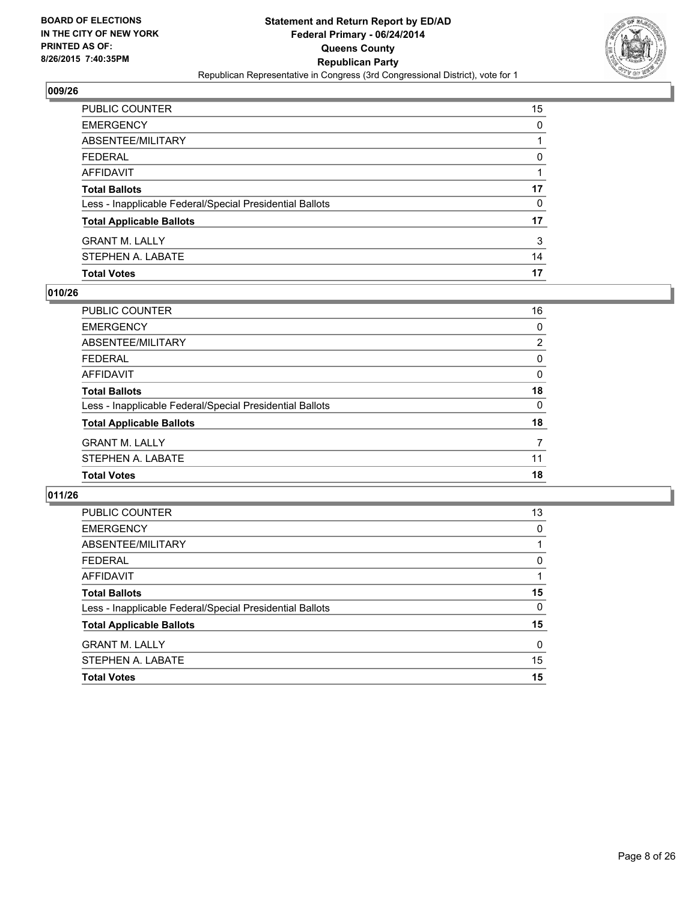BOARD OF ELECTIONS
IN THE CITY OF NEW YORK
PRINTED AS OF:
8/26/2015 7:40:35PM

**Statement and Return Report by ED/AD**
**Federal Primary - 06/24/2014**
**Queens County**
**Republican Party**
Republican Representative in Congress (3rd Congressional District), vote for 1

### 009/26

| | |
|---|---|
| PUBLIC COUNTER | 15 |
| EMERGENCY | 0 |
| ABSENTEE/MILITARY | 1 |
| FEDERAL | 0 |
| AFFIDAVIT | 1 |
| **Total Ballots** | **17** |
| Less - Inapplicable Federal/Special Presidential Ballots | 0 |
| **Total Applicable Ballots** | **17** |
| GRANT M. LALLY | 3 |
| STEPHEN A. LABATE | 14 |
| **Total Votes** | **17** |

### 010/26

| | |
|---|---|
| PUBLIC COUNTER | 16 |
| EMERGENCY | 0 |
| ABSENTEE/MILITARY | 2 |
| FEDERAL | 0 |
| AFFIDAVIT | 0 |
| **Total Ballots** | **18** |
| Less - Inapplicable Federal/Special Presidential Ballots | 0 |
| **Total Applicable Ballots** | **18** |
| GRANT M. LALLY | 7 |
| STEPHEN A. LABATE | 11 |
| **Total Votes** | **18** |

### 011/26

| | |
|---|---|
| PUBLIC COUNTER | 13 |
| EMERGENCY | 0 |
| ABSENTEE/MILITARY | 1 |
| FEDERAL | 0 |
| AFFIDAVIT | 1 |
| **Total Ballots** | **15** |
| Less - Inapplicable Federal/Special Presidential Ballots | 0 |
| **Total Applicable Ballots** | **15** |
| GRANT M. LALLY | 0 |
| STEPHEN A. LABATE | 15 |
| **Total Votes** | **15** |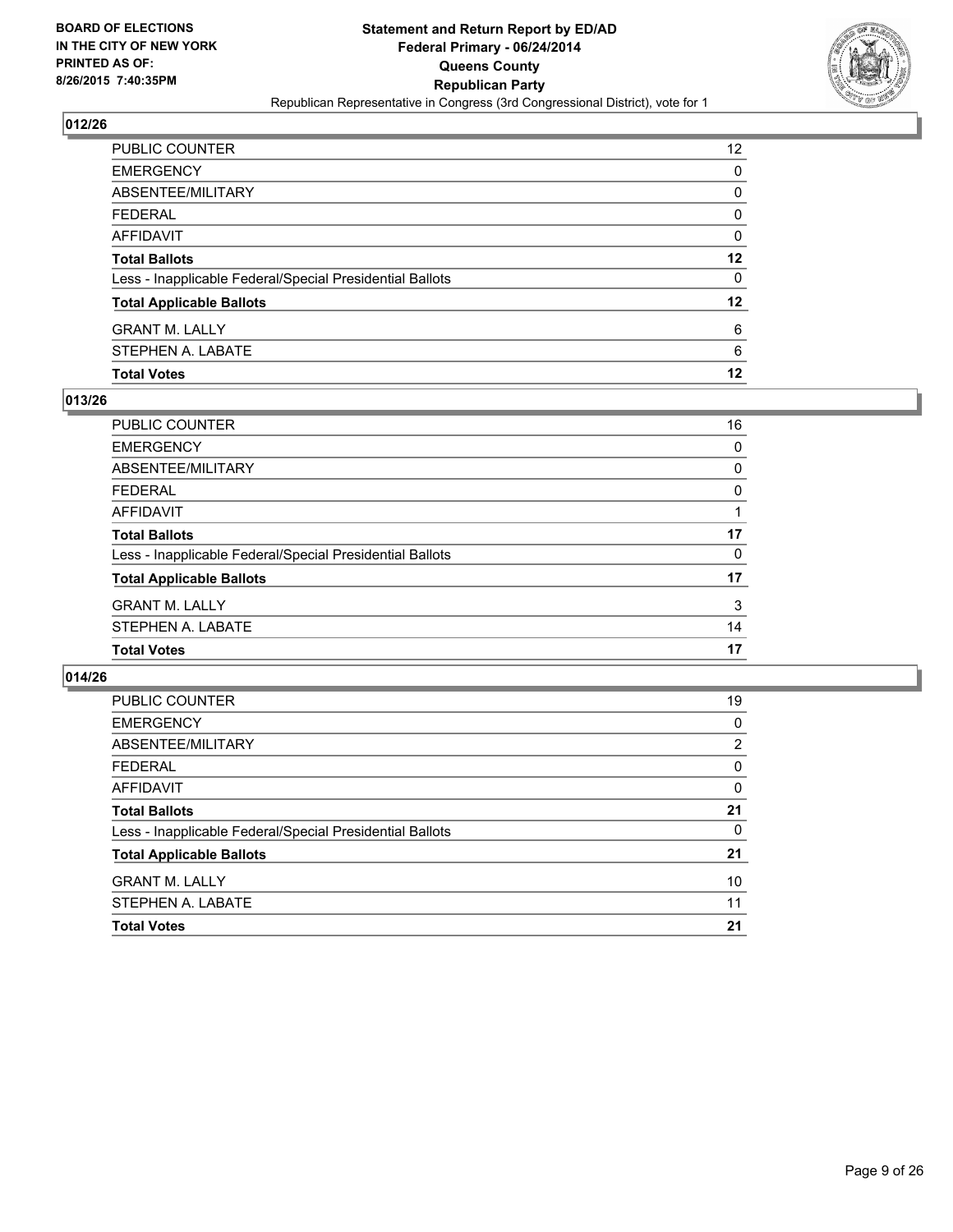## 012/26

| | |
|---|---|
| PUBLIC COUNTER | 12 |
| EMERGENCY | 0 |
| ABSENTEE/MILITARY | 0 |
| FEDERAL | 0 |
| AFFIDAVIT | 0 |
| **Total Ballots** | **12** |
| Less - Inapplicable Federal/Special Presidential Ballots | 0 |
| **Total Applicable Ballots** | **12** |
| GRANT M. LALLY | 6 |
| STEPHEN A. LABATE | 6 |
| **Total Votes** | **12** |

## 013/26

| | |
|---|---|
| PUBLIC COUNTER | 16 |
| EMERGENCY | 0 |
| ABSENTEE/MILITARY | 0 |
| FEDERAL | 0 |
| AFFIDAVIT | 1 |
| **Total Ballots** | **17** |
| Less - Inapplicable Federal/Special Presidential Ballots | 0 |
| **Total Applicable Ballots** | **17** |
| GRANT M. LALLY | 3 |
| STEPHEN A. LABATE | 14 |
| **Total Votes** | **17** |

## 014/26

| | |
|---|---|
| PUBLIC COUNTER | 19 |
| EMERGENCY | 0 |
| ABSENTEE/MILITARY | 2 |
| FEDERAL | 0 |
| AFFIDAVIT | 0 |
| **Total Ballots** | **21** |
| Less - Inapplicable Federal/Special Presidential Ballots | 0 |
| **Total Applicable Ballots** | **21** |
| GRANT M. LALLY | 10 |
| STEPHEN A. LABATE | 11 |
| **Total Votes** | **21** |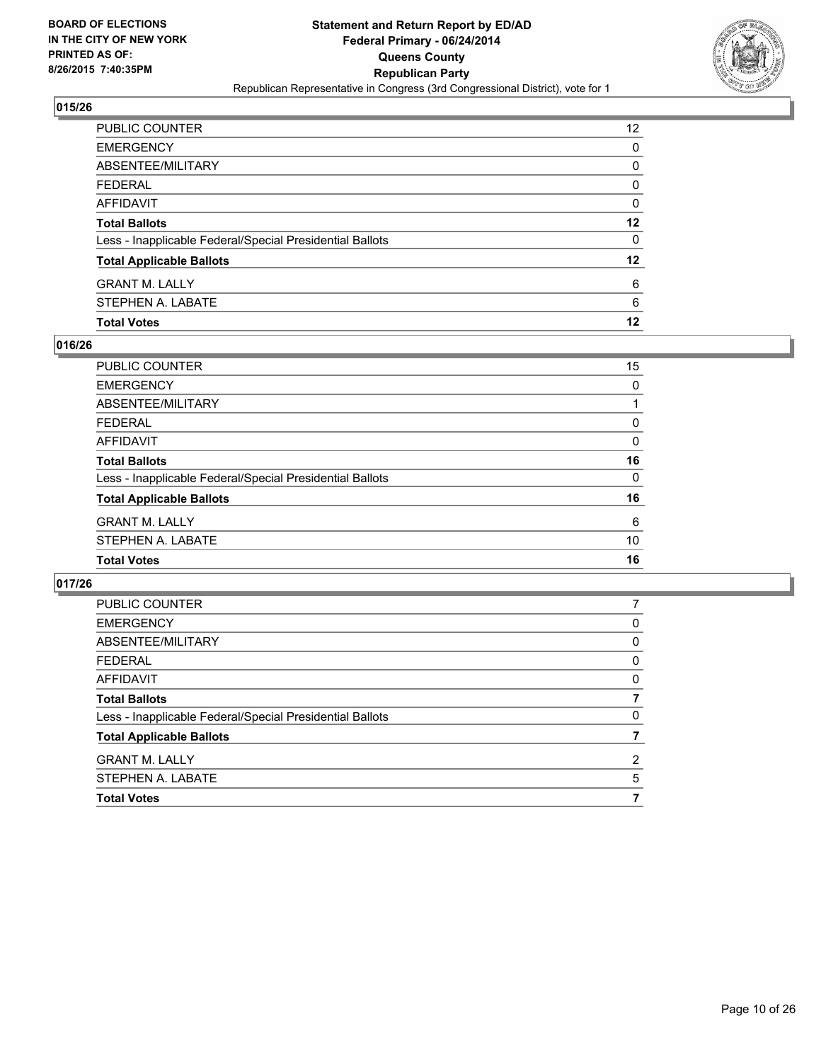BOARD OF ELECTIONS
IN THE CITY OF NEW YORK
PRINTED AS OF:
8/26/2015 7:40:35PM

**Statement and Return Report by ED/AD**
**Federal Primary - 06/24/2014**
**Queens County**
**Republican Party**
Republican Representative in Congress (3rd Congressional District), vote for 1

### 015/26

| | |
|---|---|
| PUBLIC COUNTER | 12 |
| EMERGENCY | 0 |
| ABSENTEE/MILITARY | 0 |
| FEDERAL | 0 |
| AFFIDAVIT | 0 |
| **Total Ballots** | **12** |
| Less - Inapplicable Federal/Special Presidential Ballots | 0 |
| **Total Applicable Ballots** | **12** |
| GRANT M. LALLY | 6 |
| STEPHEN A. LABATE | 6 |
| **Total Votes** | **12** |

### 016/26

| | |
|---|---|
| PUBLIC COUNTER | 15 |
| EMERGENCY | 0 |
| ABSENTEE/MILITARY | 1 |
| FEDERAL | 0 |
| AFFIDAVIT | 0 |
| **Total Ballots** | **16** |
| Less - Inapplicable Federal/Special Presidential Ballots | 0 |
| **Total Applicable Ballots** | **16** |
| GRANT M. LALLY | 6 |
| STEPHEN A. LABATE | 10 |
| **Total Votes** | **16** |

### 017/26

| | |
|---|---|
| PUBLIC COUNTER | 7 |
| EMERGENCY | 0 |
| ABSENTEE/MILITARY | 0 |
| FEDERAL | 0 |
| AFFIDAVIT | 0 |
| **Total Ballots** | **7** |
| Less - Inapplicable Federal/Special Presidential Ballots | 0 |
| **Total Applicable Ballots** | **7** |
| GRANT M. LALLY | 2 |
| STEPHEN A. LABATE | 5 |
| **Total Votes** | **7** |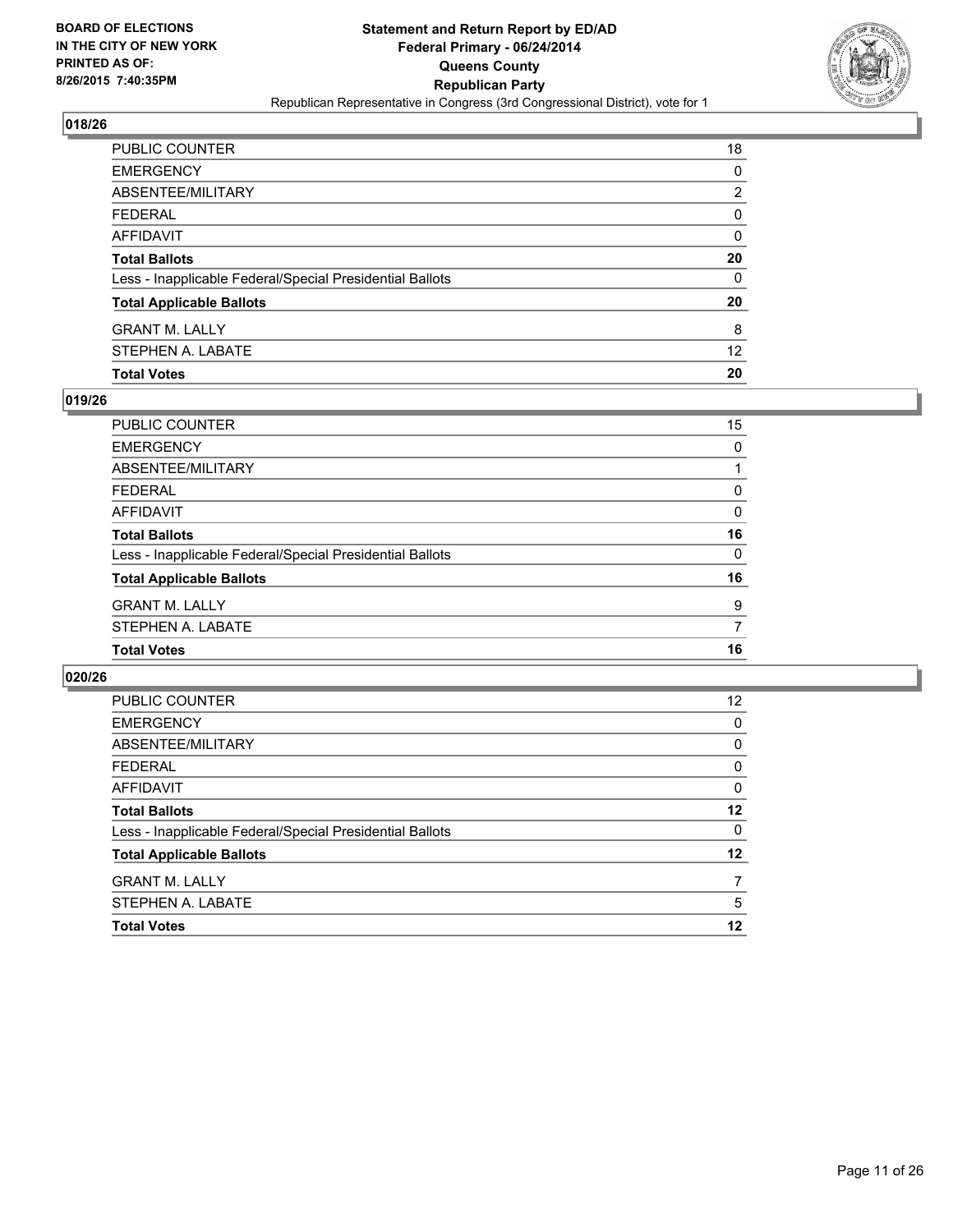**BOARD OF ELECTIONS IN THE CITY OF NEW YORK PRINTED AS OF: 8/26/2015 7:40:35PM**

**Statement and Return Report by ED/AD Federal Primary - 06/24/2014 Queens County Republican Party**

Republican Representative in Congress (3rd Congressional District), vote for 1

## 018/26

| | |
|---|---|
| PUBLIC COUNTER | 18 |
| EMERGENCY | 0 |
| ABSENTEE/MILITARY | 2 |
| FEDERAL | 0 |
| AFFIDAVIT | 0 |
| **Total Ballots** | **20** |
| Less - Inapplicable Federal/Special Presidential Ballots | 0 |
| **Total Applicable Ballots** | **20** |
| GRANT M. LALLY | 8 |
| STEPHEN A. LABATE | 12 |
| **Total Votes** | **20** |

## 019/26

| | |
|---|---|
| PUBLIC COUNTER | 15 |
| EMERGENCY | 0 |
| ABSENTEE/MILITARY | 1 |
| FEDERAL | 0 |
| AFFIDAVIT | 0 |
| **Total Ballots** | **16** |
| Less - Inapplicable Federal/Special Presidential Ballots | 0 |
| **Total Applicable Ballots** | **16** |
| GRANT M. LALLY | 9 |
| STEPHEN A. LABATE | 7 |
| **Total Votes** | **16** |

## 020/26

| | |
|---|---|
| PUBLIC COUNTER | 12 |
| EMERGENCY | 0 |
| ABSENTEE/MILITARY | 0 |
| FEDERAL | 0 |
| AFFIDAVIT | 0 |
| **Total Ballots** | **12** |
| Less - Inapplicable Federal/Special Presidential Ballots | 0 |
| **Total Applicable Ballots** | **12** |
| GRANT M. LALLY | 7 |
| STEPHEN A. LABATE | 5 |
| **Total Votes** | **12** |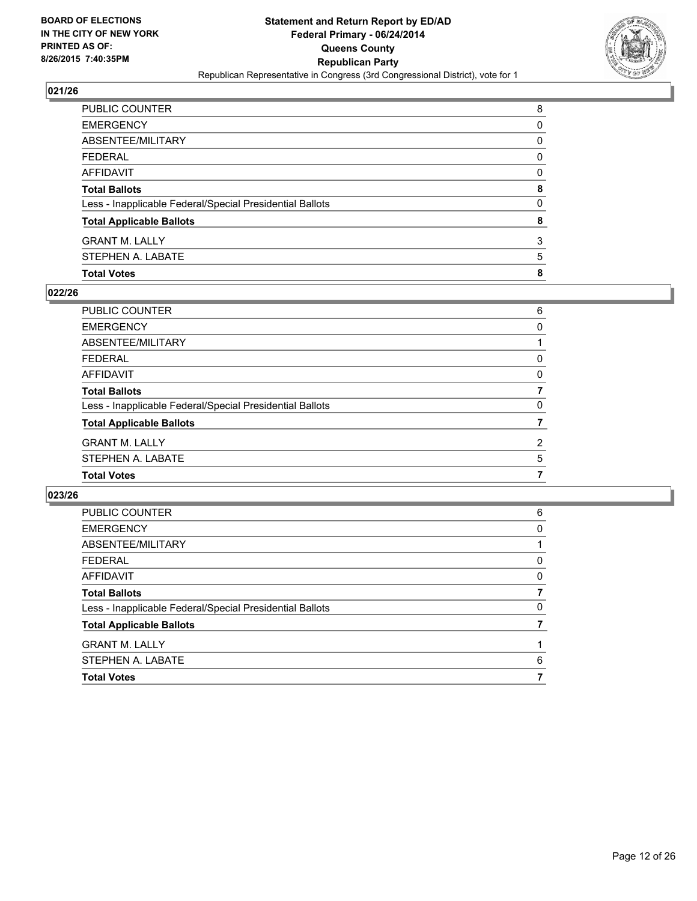BOARD OF ELECTIONS
IN THE CITY OF NEW YORK
PRINTED AS OF:
8/26/2015 7:40:35PM

**Statement and Return Report by ED/AD**
**Federal Primary - 06/24/2014**
**Queens County**
**Republican Party**
Republican Representative in Congress (3rd Congressional District), vote for 1

### 021/26

| | |
|---|---|
| PUBLIC COUNTER | 8 |
| EMERGENCY | 0 |
| ABSENTEE/MILITARY | 0 |
| FEDERAL | 0 |
| AFFIDAVIT | 0 |
| **Total Ballots** | **8** |
| Less - Inapplicable Federal/Special Presidential Ballots | 0 |
| **Total Applicable Ballots** | **8** |
| GRANT M. LALLY | 3 |
| STEPHEN A. LABATE | 5 |
| **Total Votes** | **8** |

### 022/26

| | |
|---|---|
| PUBLIC COUNTER | 6 |
| EMERGENCY | 0 |
| ABSENTEE/MILITARY | 1 |
| FEDERAL | 0 |
| AFFIDAVIT | 0 |
| **Total Ballots** | **7** |
| Less - Inapplicable Federal/Special Presidential Ballots | 0 |
| **Total Applicable Ballots** | **7** |
| GRANT M. LALLY | 2 |
| STEPHEN A. LABATE | 5 |
| **Total Votes** | **7** |

### 023/26

| | |
|---|---|
| PUBLIC COUNTER | 6 |
| EMERGENCY | 0 |
| ABSENTEE/MILITARY | 1 |
| FEDERAL | 0 |
| AFFIDAVIT | 0 |
| **Total Ballots** | **7** |
| Less - Inapplicable Federal/Special Presidential Ballots | 0 |
| **Total Applicable Ballots** | **7** |
| GRANT M. LALLY | 1 |
| STEPHEN A. LABATE | 6 |
| **Total Votes** | **7** |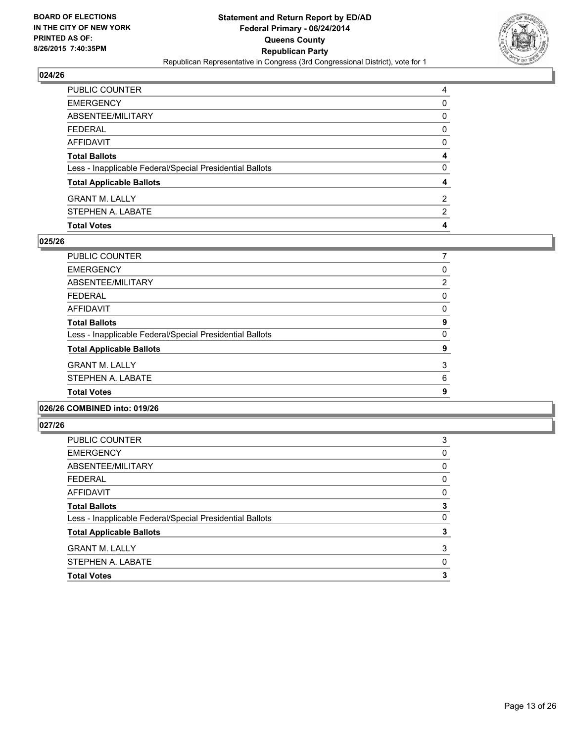**BOARD OF ELECTIONS IN THE CITY OF NEW YORK PRINTED AS OF: 8/26/2015 7:40:35PM**

**Statement and Return Report by ED/AD**
**Federal Primary - 06/24/2014**
**Queens County**
**Republican Party**
Republican Representative in Congress (3rd Congressional District), vote for 1

### 024/26

| | |
|---|---|
| PUBLIC COUNTER | 4 |
| EMERGENCY | 0 |
| ABSENTEE/MILITARY | 0 |
| FEDERAL | 0 |
| AFFIDAVIT | 0 |
| **Total Ballots** | **4** |
| Less - Inapplicable Federal/Special Presidential Ballots | 0 |
| **Total Applicable Ballots** | **4** |
| GRANT M. LALLY | 2 |
| STEPHEN A. LABATE | 2 |
| **Total Votes** | **4** |

### 025/26

| | |
|---|---|
| PUBLIC COUNTER | 7 |
| EMERGENCY | 0 |
| ABSENTEE/MILITARY | 2 |
| FEDERAL | 0 |
| AFFIDAVIT | 0 |
| **Total Ballots** | **9** |
| Less - Inapplicable Federal/Special Presidential Ballots | 0 |
| **Total Applicable Ballots** | **9** |
| GRANT M. LALLY | 3 |
| STEPHEN A. LABATE | 6 |
| **Total Votes** | **9** |

### 026/26 COMBINED into: 019/26

### 027/26

| | |
|---|---|
| PUBLIC COUNTER | 3 |
| EMERGENCY | 0 |
| ABSENTEE/MILITARY | 0 |
| FEDERAL | 0 |
| AFFIDAVIT | 0 |
| **Total Ballots** | **3** |
| Less - Inapplicable Federal/Special Presidential Ballots | 0 |
| **Total Applicable Ballots** | **3** |
| GRANT M. LALLY | 3 |
| STEPHEN A. LABATE | 0 |
| **Total Votes** | **3** |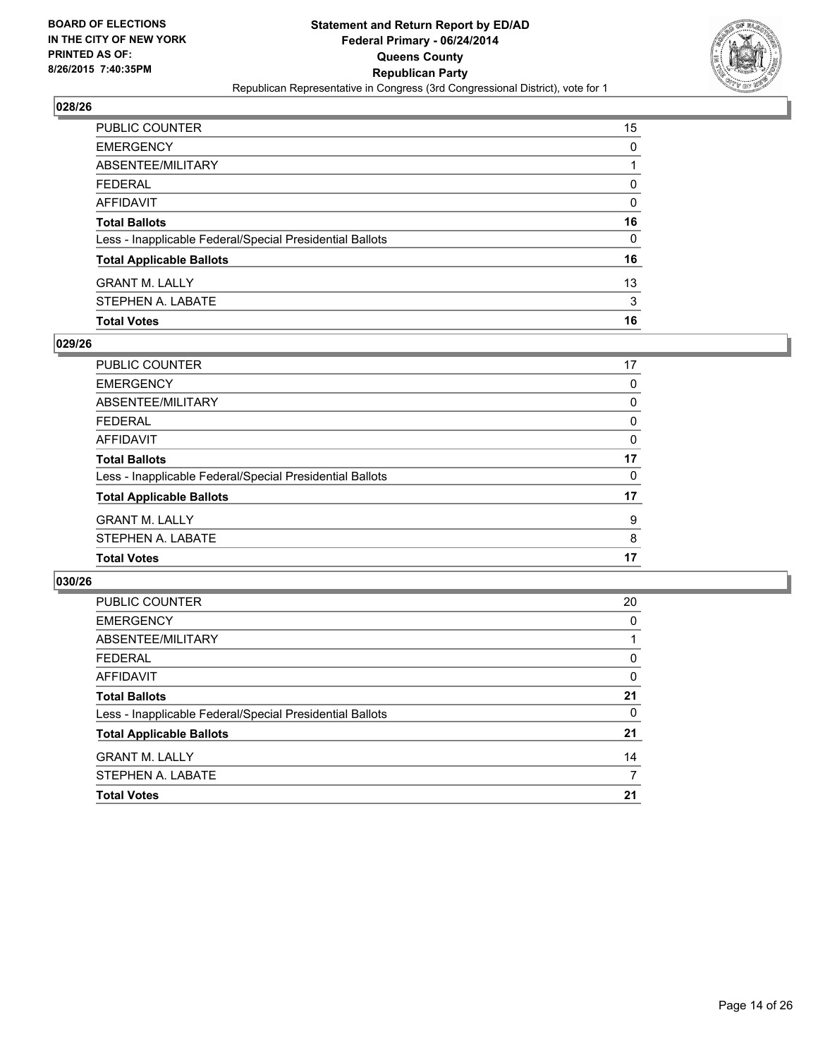**BOARD OF ELECTIONS IN THE CITY OF NEW YORK PRINTED AS OF: 8/26/2015 7:40:35PM**

**Statement and Return Report by ED/AD**
**Federal Primary - 06/24/2014**
**Queens County**
**Republican Party**
Republican Representative in Congress (3rd Congressional District), vote for 1

## 028/26

| | |
|---|---|
| PUBLIC COUNTER | 15 |
| EMERGENCY | 0 |
| ABSENTEE/MILITARY | 1 |
| FEDERAL | 0 |
| AFFIDAVIT | 0 |
| **Total Ballots** | **16** |
| Less - Inapplicable Federal/Special Presidential Ballots | 0 |
| **Total Applicable Ballots** | **16** |
| GRANT M. LALLY | 13 |
| STEPHEN A. LABATE | 3 |
| **Total Votes** | **16** |

## 029/26

| | |
|---|---|
| PUBLIC COUNTER | 17 |
| EMERGENCY | 0 |
| ABSENTEE/MILITARY | 0 |
| FEDERAL | 0 |
| AFFIDAVIT | 0 |
| **Total Ballots** | **17** |
| Less - Inapplicable Federal/Special Presidential Ballots | 0 |
| **Total Applicable Ballots** | **17** |
| GRANT M. LALLY | 9 |
| STEPHEN A. LABATE | 8 |
| **Total Votes** | **17** |

## 030/26

| | |
|---|---|
| PUBLIC COUNTER | 20 |
| EMERGENCY | 0 |
| ABSENTEE/MILITARY | 1 |
| FEDERAL | 0 |
| AFFIDAVIT | 0 |
| **Total Ballots** | **21** |
| Less - Inapplicable Federal/Special Presidential Ballots | 0 |
| **Total Applicable Ballots** | **21** |
| GRANT M. LALLY | 14 |
| STEPHEN A. LABATE | 7 |
| **Total Votes** | **21** |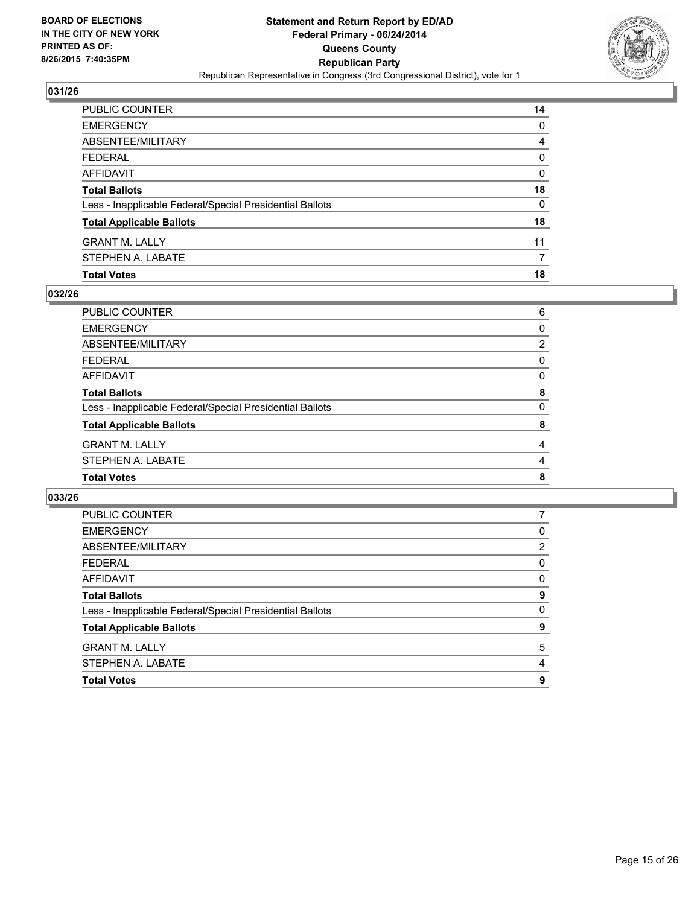## 031/26

| | |
|---|---|
| PUBLIC COUNTER | 14 |
| EMERGENCY | 0 |
| ABSENTEE/MILITARY | 4 |
| FEDERAL | 0 |
| AFFIDAVIT | 0 |
| **Total Ballots** | **18** |
| Less - Inapplicable Federal/Special Presidential Ballots | 0 |
| **Total Applicable Ballots** | **18** |
| GRANT M. LALLY | 11 |
| STEPHEN A. LABATE | 7 |
| **Total Votes** | **18** |

## 032/26

| | |
|---|---|
| PUBLIC COUNTER | 6 |
| EMERGENCY | 0 |
| ABSENTEE/MILITARY | 2 |
| FEDERAL | 0 |
| AFFIDAVIT | 0 |
| **Total Ballots** | **8** |
| Less - Inapplicable Federal/Special Presidential Ballots | 0 |
| **Total Applicable Ballots** | **8** |
| GRANT M. LALLY | 4 |
| STEPHEN A. LABATE | 4 |
| **Total Votes** | **8** |

## 033/26

| | |
|---|---|
| PUBLIC COUNTER | 7 |
| EMERGENCY | 0 |
| ABSENTEE/MILITARY | 2 |
| FEDERAL | 0 |
| AFFIDAVIT | 0 |
| **Total Ballots** | **9** |
| Less - Inapplicable Federal/Special Presidential Ballots | 0 |
| **Total Applicable Ballots** | **9** |
| GRANT M. LALLY | 5 |
| STEPHEN A. LABATE | 4 |
| **Total Votes** | **9** |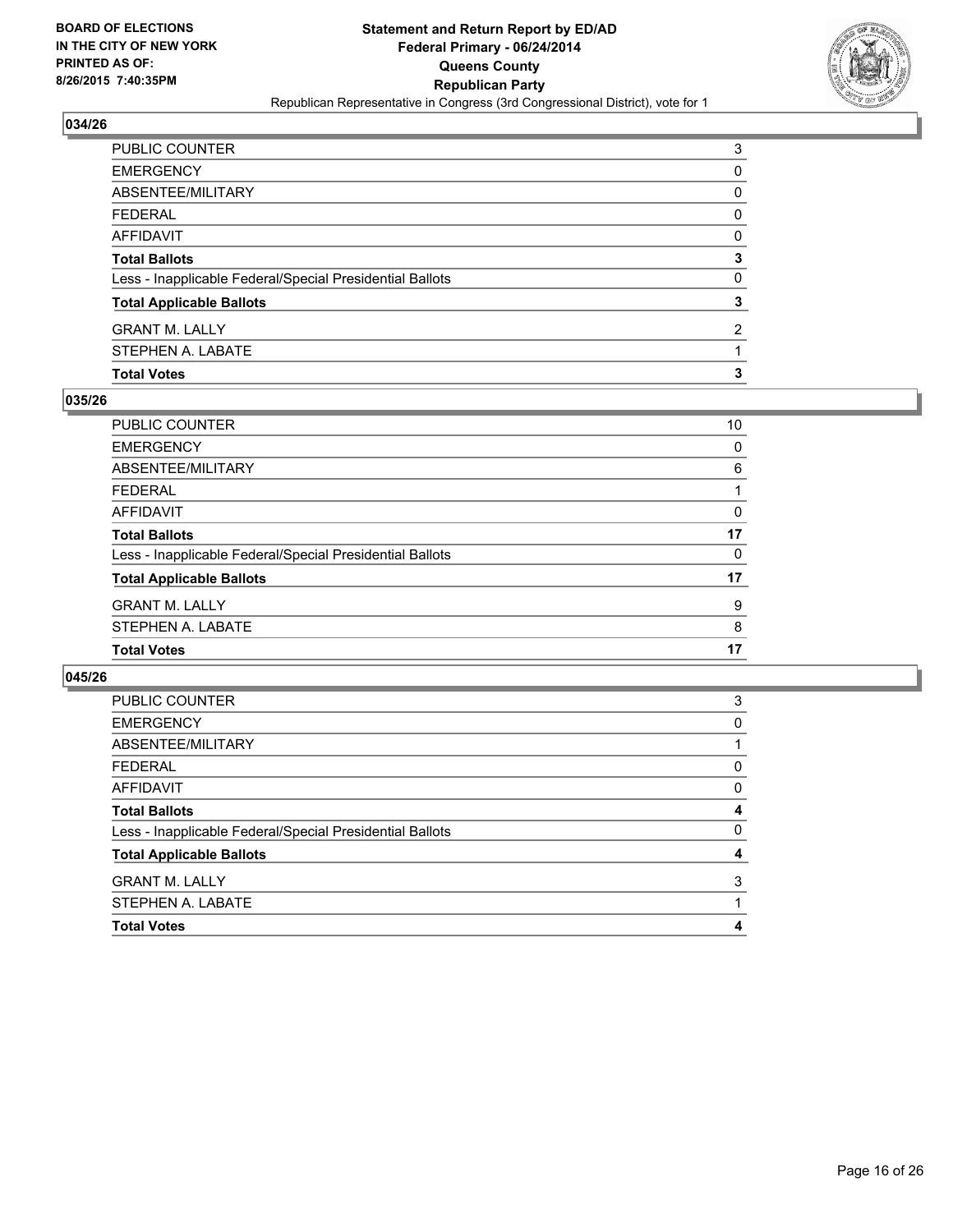**BOARD OF ELECTIONS IN THE CITY OF NEW YORK PRINTED AS OF: 8/26/2015 7:40:35PM**

**Statement and Return Report by ED/AD Federal Primary - 06/24/2014 Queens County Republican Party**

Republican Representative in Congress (3rd Congressional District), vote for 1

### 034/26

| | |
|---|---|
| PUBLIC COUNTER | 3 |
| EMERGENCY | 0 |
| ABSENTEE/MILITARY | 0 |
| FEDERAL | 0 |
| AFFIDAVIT | 0 |
| **Total Ballots** | **3** |
| Less - Inapplicable Federal/Special Presidential Ballots | 0 |
| **Total Applicable Ballots** | **3** |
| GRANT M. LALLY | 2 |
| STEPHEN A. LABATE | 1 |
| **Total Votes** | **3** |

### 035/26

| | |
|---|---|
| PUBLIC COUNTER | 10 |
| EMERGENCY | 0 |
| ABSENTEE/MILITARY | 6 |
| FEDERAL | 1 |
| AFFIDAVIT | 0 |
| **Total Ballots** | **17** |
| Less - Inapplicable Federal/Special Presidential Ballots | 0 |
| **Total Applicable Ballots** | **17** |
| GRANT M. LALLY | 9 |
| STEPHEN A. LABATE | 8 |
| **Total Votes** | **17** |

### 045/26

| | |
|---|---|
| PUBLIC COUNTER | 3 |
| EMERGENCY | 0 |
| ABSENTEE/MILITARY | 1 |
| FEDERAL | 0 |
| AFFIDAVIT | 0 |
| **Total Ballots** | **4** |
| Less - Inapplicable Federal/Special Presidential Ballots | 0 |
| **Total Applicable Ballots** | **4** |
| GRANT M. LALLY | 3 |
| STEPHEN A. LABATE | 1 |
| **Total Votes** | **4** |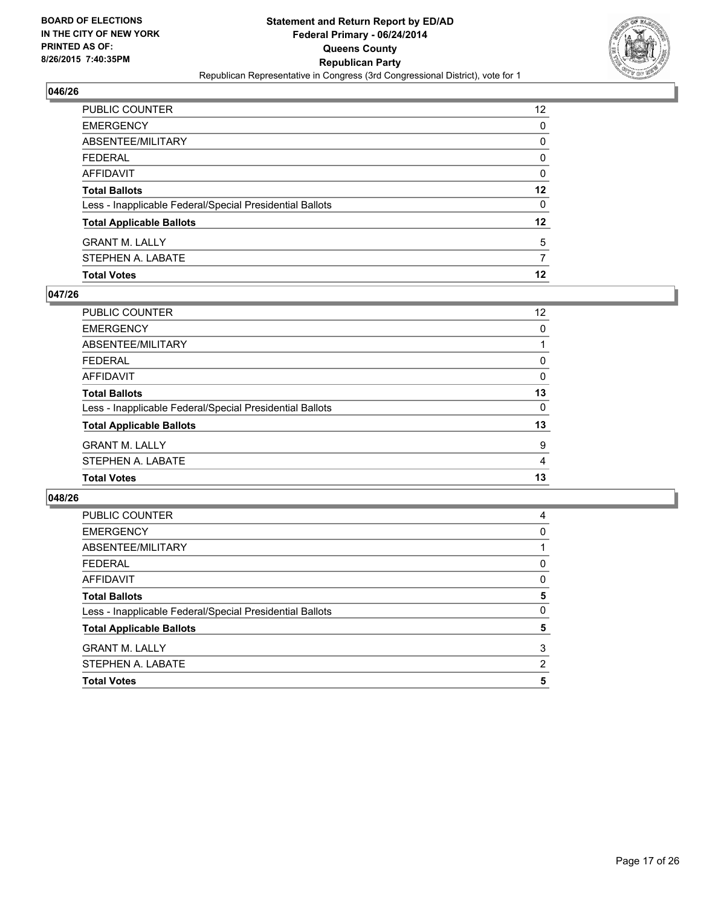BOARD OF ELECTIONS
IN THE CITY OF NEW YORK
PRINTED AS OF:
8/26/2015 7:40:35PM

**Statement and Return Report by ED/AD**
**Federal Primary - 06/24/2014**
**Queens County**
**Republican Party**
Republican Representative in Congress (3rd Congressional District), vote for 1

## 046/26

| | |
|---|---|
| PUBLIC COUNTER | 12 |
| EMERGENCY | 0 |
| ABSENTEE/MILITARY | 0 |
| FEDERAL | 0 |
| AFFIDAVIT | 0 |
| **Total Ballots** | **12** |
| Less - Inapplicable Federal/Special Presidential Ballots | 0 |
| **Total Applicable Ballots** | **12** |
| GRANT M. LALLY | 5 |
| STEPHEN A. LABATE | 7 |
| **Total Votes** | **12** |

## 047/26

| | |
|---|---|
| PUBLIC COUNTER | 12 |
| EMERGENCY | 0 |
| ABSENTEE/MILITARY | 1 |
| FEDERAL | 0 |
| AFFIDAVIT | 0 |
| **Total Ballots** | **13** |
| Less - Inapplicable Federal/Special Presidential Ballots | 0 |
| **Total Applicable Ballots** | **13** |
| GRANT M. LALLY | 9 |
| STEPHEN A. LABATE | 4 |
| **Total Votes** | **13** |

## 048/26

| | |
|---|---|
| PUBLIC COUNTER | 4 |
| EMERGENCY | 0 |
| ABSENTEE/MILITARY | 1 |
| FEDERAL | 0 |
| AFFIDAVIT | 0 |
| **Total Ballots** | **5** |
| Less - Inapplicable Federal/Special Presidential Ballots | 0 |
| **Total Applicable Ballots** | **5** |
| GRANT M. LALLY | 3 |
| STEPHEN A. LABATE | 2 |
| **Total Votes** | **5** |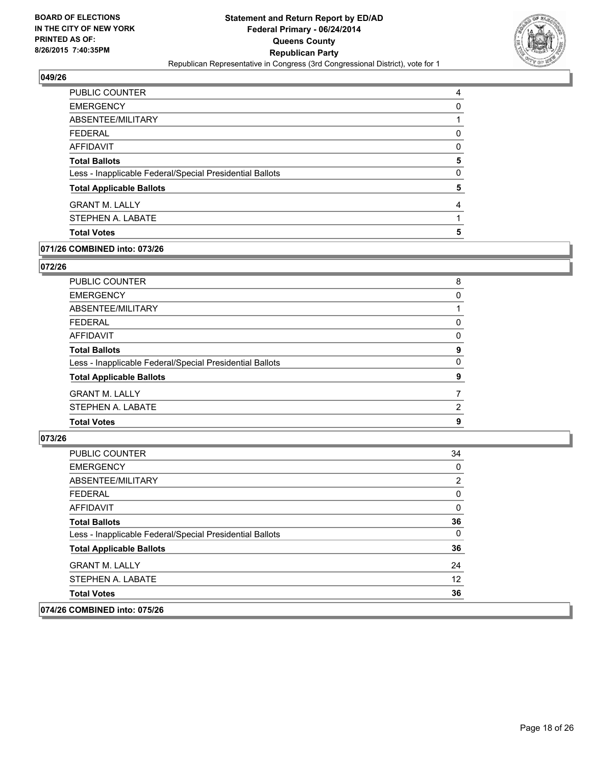## 049/26

| | |
|---|---|
| PUBLIC COUNTER | 4 |
| EMERGENCY | 0 |
| ABSENTEE/MILITARY | 1 |
| FEDERAL | 0 |
| AFFIDAVIT | 0 |
| **Total Ballots** | **5** |
| Less - Inapplicable Federal/Special Presidential Ballots | 0 |
| **Total Applicable Ballots** | **5** |
| GRANT M. LALLY | 4 |
| STEPHEN A. LABATE | 1 |
| **Total Votes** | **5** |

## 071/26 COMBINED into: 073/26

## 072/26

| | |
|---|---|
| PUBLIC COUNTER | 8 |
| EMERGENCY | 0 |
| ABSENTEE/MILITARY | 1 |
| FEDERAL | 0 |
| AFFIDAVIT | 0 |
| **Total Ballots** | **9** |
| Less - Inapplicable Federal/Special Presidential Ballots | 0 |
| **Total Applicable Ballots** | **9** |
| GRANT M. LALLY | 7 |
| STEPHEN A. LABATE | 2 |
| **Total Votes** | **9** |

## 073/26

| | |
|---|---|
| PUBLIC COUNTER | 34 |
| EMERGENCY | 0 |
| ABSENTEE/MILITARY | 2 |
| FEDERAL | 0 |
| AFFIDAVIT | 0 |
| **Total Ballots** | **36** |
| Less - Inapplicable Federal/Special Presidential Ballots | 0 |
| **Total Applicable Ballots** | **36** |
| GRANT M. LALLY | 24 |
| STEPHEN A. LABATE | 12 |
| **Total Votes** | **36** |

## 074/26 COMBINED into: 075/26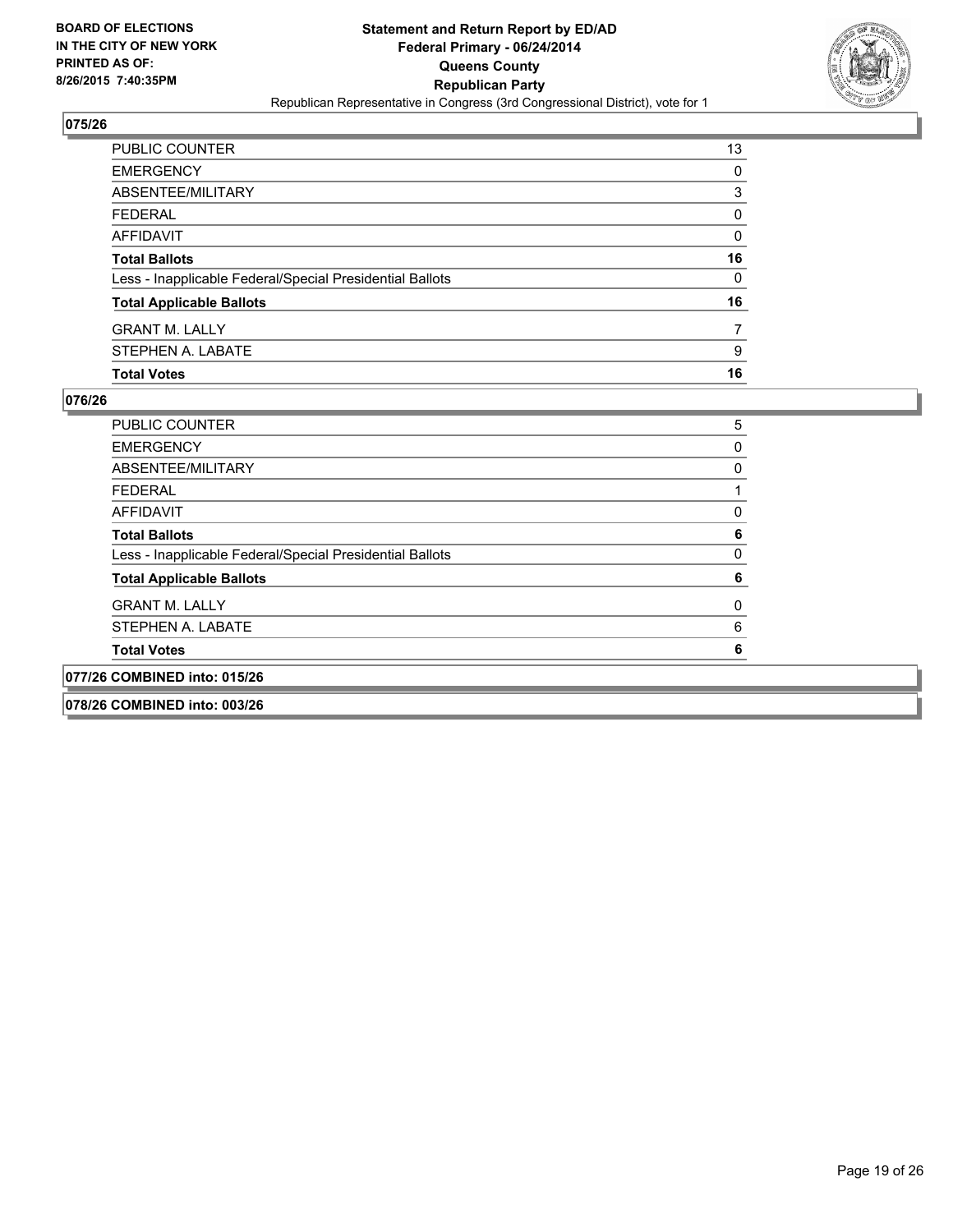**BOARD OF ELECTIONS IN THE CITY OF NEW YORK PRINTED AS OF: 8/26/2015 7:40:35PM**

**Statement and Return Report by ED/AD**
**Federal Primary - 06/24/2014**
**Queens County**
**Republican Party**
Republican Representative in Congress (3rd Congressional District), vote for 1

## 075/26

| | |
|---|---|
| PUBLIC COUNTER | 13 |
| EMERGENCY | 0 |
| ABSENTEE/MILITARY | 3 |
| FEDERAL | 0 |
| AFFIDAVIT | 0 |
| **Total Ballots** | **16** |
| Less - Inapplicable Federal/Special Presidential Ballots | 0 |
| **Total Applicable Ballots** | **16** |
| GRANT M. LALLY | 7 |
| STEPHEN A. LABATE | 9 |
| **Total Votes** | **16** |

## 076/26

| | |
|---|---|
| PUBLIC COUNTER | 5 |
| EMERGENCY | 0 |
| ABSENTEE/MILITARY | 0 |
| FEDERAL | 1 |
| AFFIDAVIT | 0 |
| **Total Ballots** | **6** |
| Less - Inapplicable Federal/Special Presidential Ballots | 0 |
| **Total Applicable Ballots** | **6** |
| GRANT M. LALLY | 0 |
| STEPHEN A. LABATE | 6 |
| **Total Votes** | **6** |

## 077/26 COMBINED into: 015/26

## 078/26 COMBINED into: 003/26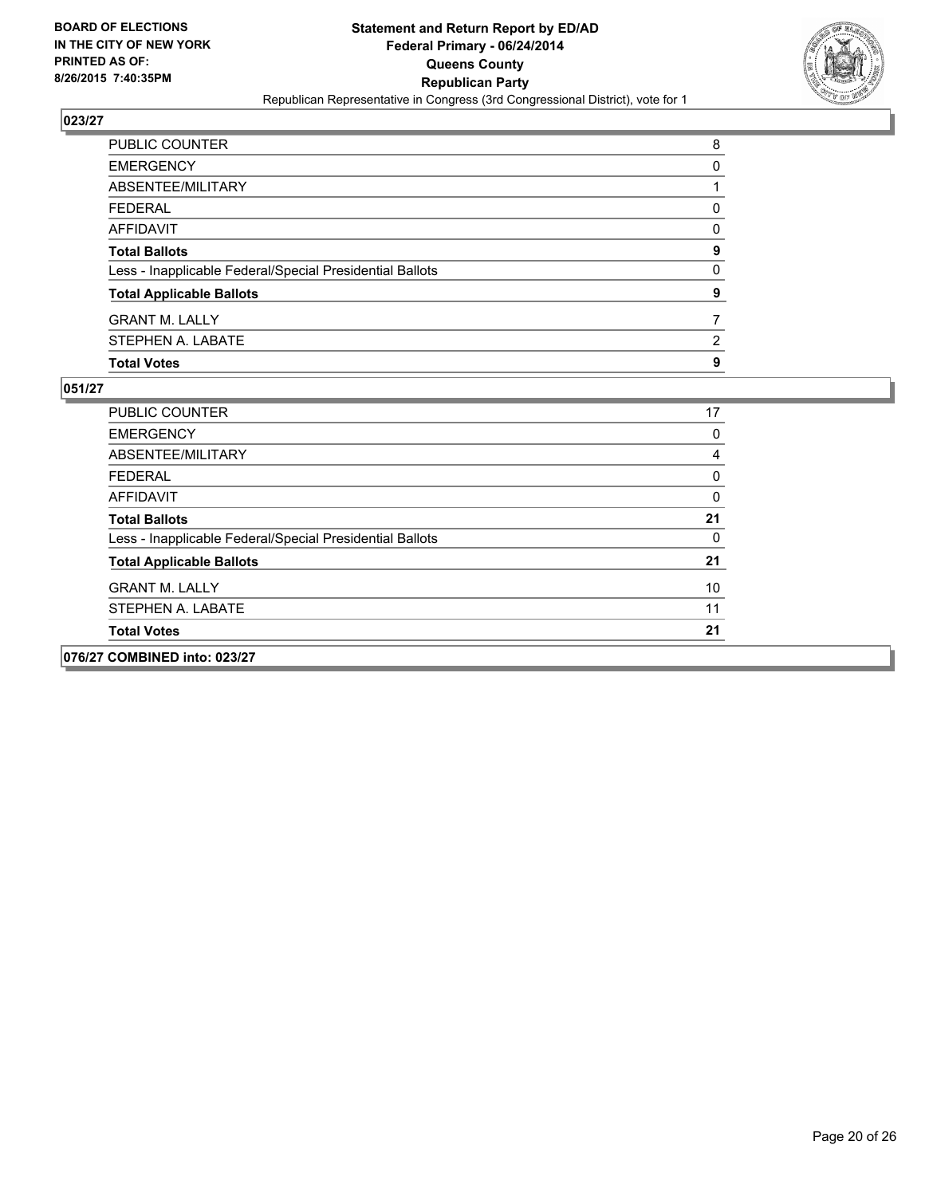BOARD OF ELECTIONS
IN THE CITY OF NEW YORK
PRINTED AS OF:
8/26/2015 7:40:35PM

**Statement and Return Report by ED/AD**
**Federal Primary - 06/24/2014**
**Queens County**
**Republican Party**
Republican Representative in Congress (3rd Congressional District), vote for 1

### 023/27

| | |
|---|---|
| PUBLIC COUNTER | 8 |
| EMERGENCY | 0 |
| ABSENTEE/MILITARY | 1 |
| FEDERAL | 0 |
| AFFIDAVIT | 0 |
| **Total Ballots** | **9** |
| Less - Inapplicable Federal/Special Presidential Ballots | 0 |
| **Total Applicable Ballots** | **9** |
| GRANT M. LALLY | 7 |
| STEPHEN A. LABATE | 2 |
| **Total Votes** | **9** |

### 051/27

| | |
|---|---|
| PUBLIC COUNTER | 17 |
| EMERGENCY | 0 |
| ABSENTEE/MILITARY | 4 |
| FEDERAL | 0 |
| AFFIDAVIT | 0 |
| **Total Ballots** | **21** |
| Less - Inapplicable Federal/Special Presidential Ballots | 0 |
| **Total Applicable Ballots** | **21** |
| GRANT M. LALLY | 10 |
| STEPHEN A. LABATE | 11 |
| **Total Votes** | **21** |

### 076/27 COMBINED into: 023/27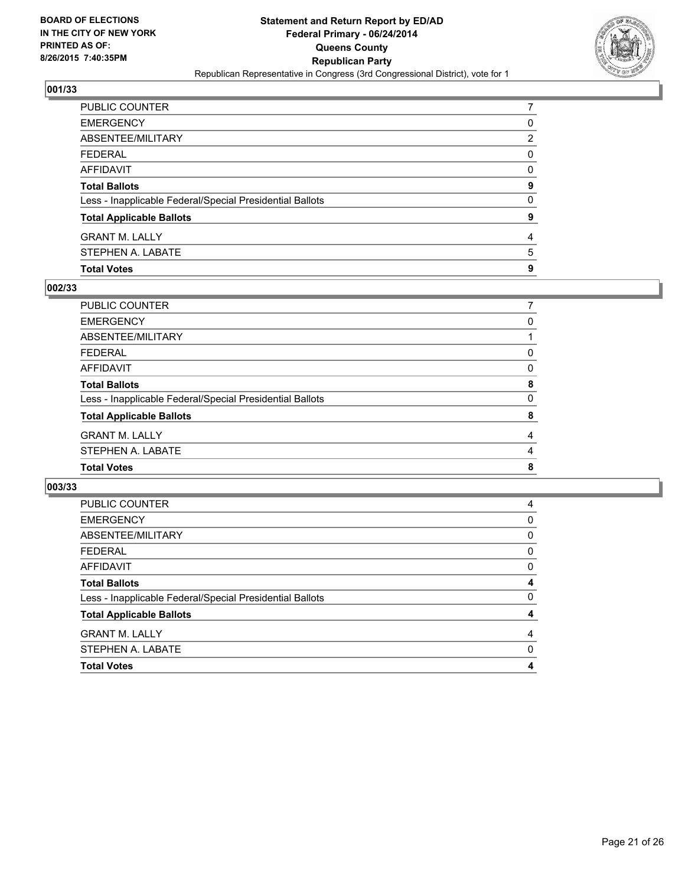**BOARD OF ELECTIONS IN THE CITY OF NEW YORK PRINTED AS OF: 8/26/2015 7:40:35PM**

**Statement and Return Report by ED/AD**
**Federal Primary - 06/24/2014**
**Queens County**
**Republican Party**
Republican Representative in Congress (3rd Congressional District), vote for 1

## 001/33

| | |
|---|---|
| PUBLIC COUNTER | 7 |
| EMERGENCY | 0 |
| ABSENTEE/MILITARY | 2 |
| FEDERAL | 0 |
| AFFIDAVIT | 0 |
| **Total Ballots** | **9** |
| Less - Inapplicable Federal/Special Presidential Ballots | 0 |
| **Total Applicable Ballots** | **9** |
| GRANT M. LALLY | 4 |
| STEPHEN A. LABATE | 5 |
| **Total Votes** | **9** |

## 002/33

| | |
|---|---|
| PUBLIC COUNTER | 7 |
| EMERGENCY | 0 |
| ABSENTEE/MILITARY | 1 |
| FEDERAL | 0 |
| AFFIDAVIT | 0 |
| **Total Ballots** | **8** |
| Less - Inapplicable Federal/Special Presidential Ballots | 0 |
| **Total Applicable Ballots** | **8** |
| GRANT M. LALLY | 4 |
| STEPHEN A. LABATE | 4 |
| **Total Votes** | **8** |

## 003/33

| | |
|---|---|
| PUBLIC COUNTER | 4 |
| EMERGENCY | 0 |
| ABSENTEE/MILITARY | 0 |
| FEDERAL | 0 |
| AFFIDAVIT | 0 |
| **Total Ballots** | **4** |
| Less - Inapplicable Federal/Special Presidential Ballots | 0 |
| **Total Applicable Ballots** | **4** |
| GRANT M. LALLY | 4 |
| STEPHEN A. LABATE | 0 |
| **Total Votes** | **4** |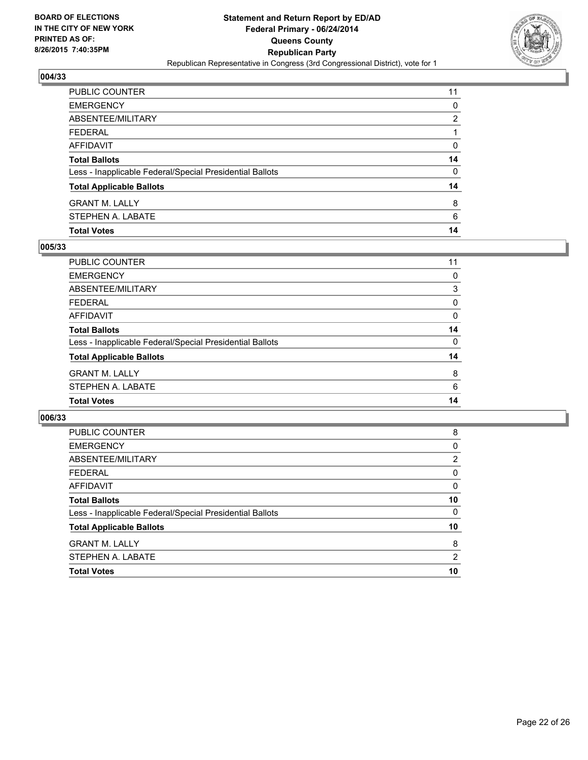BOARD OF ELECTIONS
IN THE CITY OF NEW YORK
PRINTED AS OF:
8/26/2015 7:40:35PM

**Statement and Return Report by ED/AD**
**Federal Primary - 06/24/2014**
**Queens County**
**Republican Party**
Republican Representative in Congress (3rd Congressional District), vote for 1

### 004/33

| | |
|---|---|
| PUBLIC COUNTER | 11 |
| EMERGENCY | 0 |
| ABSENTEE/MILITARY | 2 |
| FEDERAL | 1 |
| AFFIDAVIT | 0 |
| **Total Ballots** | **14** |
| Less - Inapplicable Federal/Special Presidential Ballots | 0 |
| **Total Applicable Ballots** | **14** |
| GRANT M. LALLY | 8 |
| STEPHEN A. LABATE | 6 |
| **Total Votes** | **14** |

### 005/33

| | |
|---|---|
| PUBLIC COUNTER | 11 |
| EMERGENCY | 0 |
| ABSENTEE/MILITARY | 3 |
| FEDERAL | 0 |
| AFFIDAVIT | 0 |
| **Total Ballots** | **14** |
| Less - Inapplicable Federal/Special Presidential Ballots | 0 |
| **Total Applicable Ballots** | **14** |
| GRANT M. LALLY | 8 |
| STEPHEN A. LABATE | 6 |
| **Total Votes** | **14** |

### 006/33

| | |
|---|---|
| PUBLIC COUNTER | 8 |
| EMERGENCY | 0 |
| ABSENTEE/MILITARY | 2 |
| FEDERAL | 0 |
| AFFIDAVIT | 0 |
| **Total Ballots** | **10** |
| Less - Inapplicable Federal/Special Presidential Ballots | 0 |
| **Total Applicable Ballots** | **10** |
| GRANT M. LALLY | 8 |
| STEPHEN A. LABATE | 2 |
| **Total Votes** | **10** |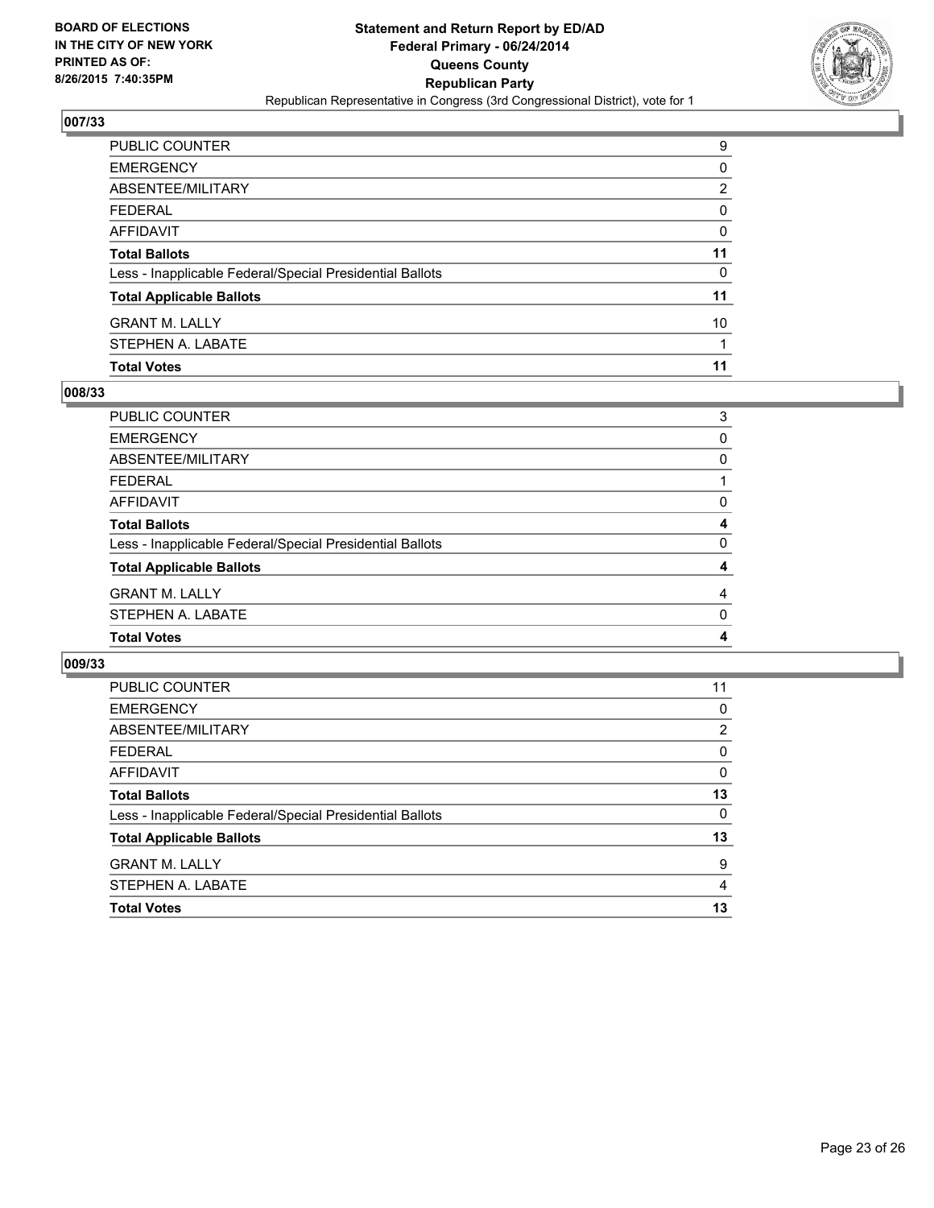**BOARD OF ELECTIONS IN THE CITY OF NEW YORK PRINTED AS OF: 8/26/2015 7:40:35PM**

# Statement and Return Report by ED/AD
## Federal Primary - 06/24/2014
## Queens County
## Republican Party
Republican Representative in Congress (3rd Congressional District), vote for 1

### 007/33

| | |
|---|---|
| PUBLIC COUNTER | 9 |
| EMERGENCY | 0 |
| ABSENTEE/MILITARY | 2 |
| FEDERAL | 0 |
| AFFIDAVIT | 0 |
| **Total Ballots** | **11** |
| Less - Inapplicable Federal/Special Presidential Ballots | 0 |
| **Total Applicable Ballots** | **11** |
| GRANT M. LALLY | 10 |
| STEPHEN A. LABATE | 1 |
| **Total Votes** | **11** |

### 008/33

| | |
|---|---|
| PUBLIC COUNTER | 3 |
| EMERGENCY | 0 |
| ABSENTEE/MILITARY | 0 |
| FEDERAL | 1 |
| AFFIDAVIT | 0 |
| **Total Ballots** | **4** |
| Less - Inapplicable Federal/Special Presidential Ballots | 0 |
| **Total Applicable Ballots** | **4** |
| GRANT M. LALLY | 4 |
| STEPHEN A. LABATE | 0 |
| **Total Votes** | **4** |

### 009/33

| | |
|---|---|
| PUBLIC COUNTER | 11 |
| EMERGENCY | 0 |
| ABSENTEE/MILITARY | 2 |
| FEDERAL | 0 |
| AFFIDAVIT | 0 |
| **Total Ballots** | **13** |
| Less - Inapplicable Federal/Special Presidential Ballots | 0 |
| **Total Applicable Ballots** | **13** |
| GRANT M. LALLY | 9 |
| STEPHEN A. LABATE | 4 |
| **Total Votes** | **13** |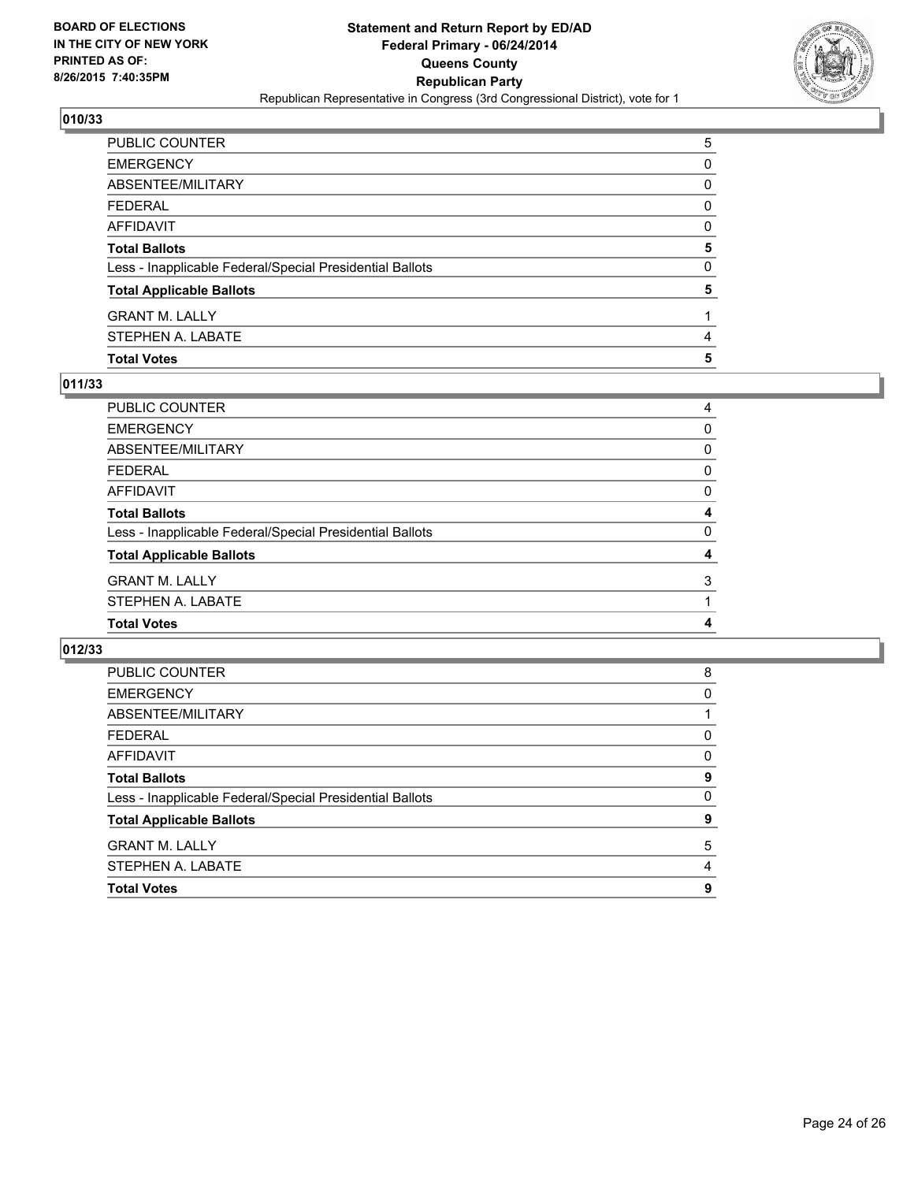BOARD OF ELECTIONS
IN THE CITY OF NEW YORK
PRINTED AS OF:
8/26/2015 7:40:35PM

**Statement and Return Report by ED/AD**
**Federal Primary - 06/24/2014**
**Queens County**
**Republican Party**
Republican Representative in Congress (3rd Congressional District), vote for 1

### 010/33

| | |
|---|---|
| PUBLIC COUNTER | 5 |
| EMERGENCY | 0 |
| ABSENTEE/MILITARY | 0 |
| FEDERAL | 0 |
| AFFIDAVIT | 0 |
| **Total Ballots** | **5** |
| Less - Inapplicable Federal/Special Presidential Ballots | 0 |
| **Total Applicable Ballots** | **5** |
| GRANT M. LALLY | 1 |
| STEPHEN A. LABATE | 4 |
| **Total Votes** | **5** |

### 011/33

| | |
|---|---|
| PUBLIC COUNTER | 4 |
| EMERGENCY | 0 |
| ABSENTEE/MILITARY | 0 |
| FEDERAL | 0 |
| AFFIDAVIT | 0 |
| **Total Ballots** | **4** |
| Less - Inapplicable Federal/Special Presidential Ballots | 0 |
| **Total Applicable Ballots** | **4** |
| GRANT M. LALLY | 3 |
| STEPHEN A. LABATE | 1 |
| **Total Votes** | **4** |

### 012/33

| | |
|---|---|
| PUBLIC COUNTER | 8 |
| EMERGENCY | 0 |
| ABSENTEE/MILITARY | 1 |
| FEDERAL | 0 |
| AFFIDAVIT | 0 |
| **Total Ballots** | **9** |
| Less - Inapplicable Federal/Special Presidential Ballots | 0 |
| **Total Applicable Ballots** | **9** |
| GRANT M. LALLY | 5 |
| STEPHEN A. LABATE | 4 |
| **Total Votes** | **9** |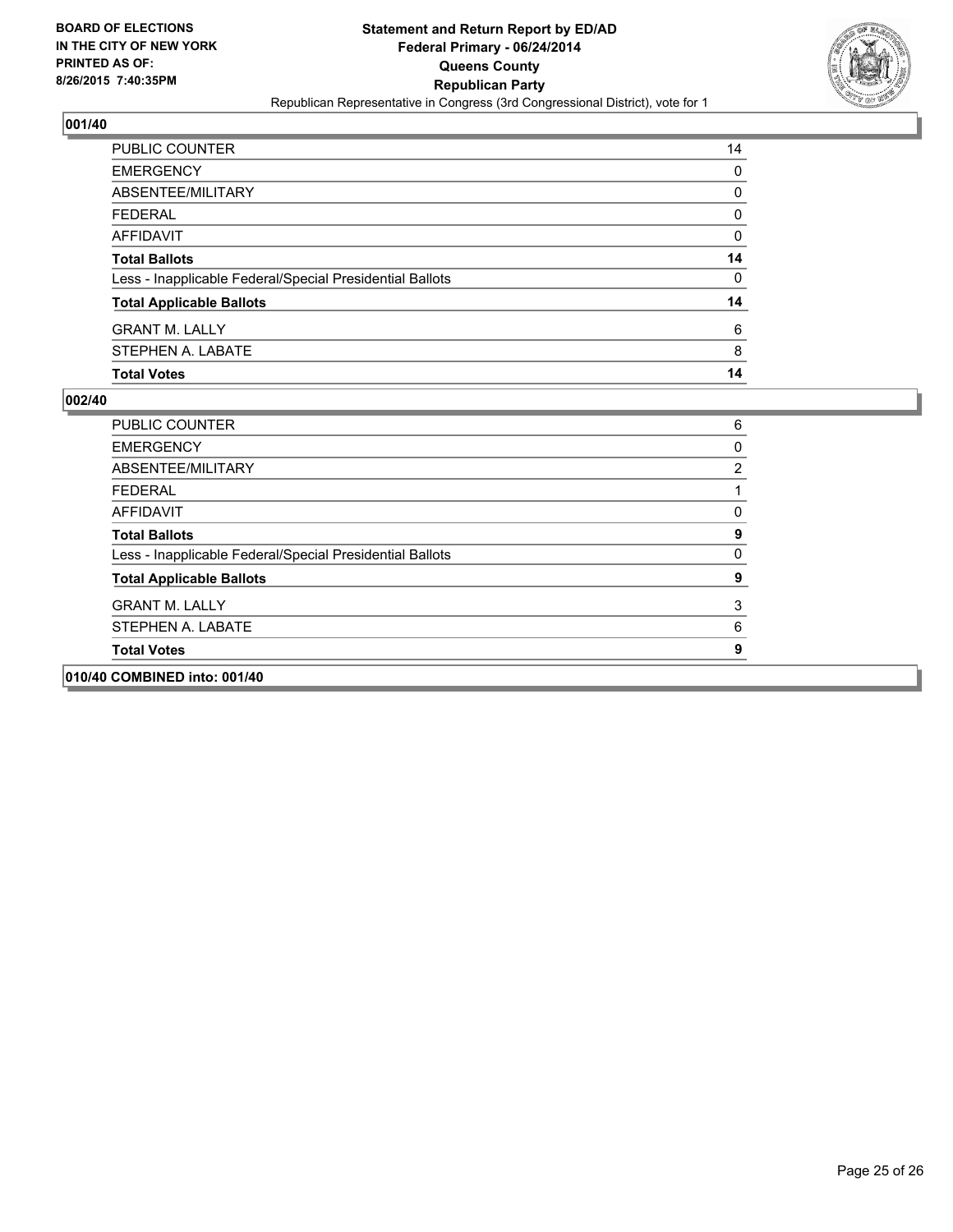BOARD OF ELECTIONS
IN THE CITY OF NEW YORK
PRINTED AS OF:
8/26/2015 7:40:35PM

**Statement and Return Report by ED/AD**
**Federal Primary - 06/24/2014**
**Queens County**
**Republican Party**
Republican Representative in Congress (3rd Congressional District), vote for 1

## 001/40

| | |
|---|---|
| PUBLIC COUNTER | 14 |
| EMERGENCY | 0 |
| ABSENTEE/MILITARY | 0 |
| FEDERAL | 0 |
| AFFIDAVIT | 0 |
| **Total Ballots** | **14** |
| Less - Inapplicable Federal/Special Presidential Ballots | 0 |
| **Total Applicable Ballots** | **14** |
| GRANT M. LALLY | 6 |
| STEPHEN A. LABATE | 8 |
| **Total Votes** | **14** |

## 002/40

| | |
|---|---|
| PUBLIC COUNTER | 6 |
| EMERGENCY | 0 |
| ABSENTEE/MILITARY | 2 |
| FEDERAL | 1 |
| AFFIDAVIT | 0 |
| **Total Ballots** | **9** |
| Less - Inapplicable Federal/Special Presidential Ballots | 0 |
| **Total Applicable Ballots** | **9** |
| GRANT M. LALLY | 3 |
| STEPHEN A. LABATE | 6 |
| **Total Votes** | **9** |

## 010/40 COMBINED into: 001/40